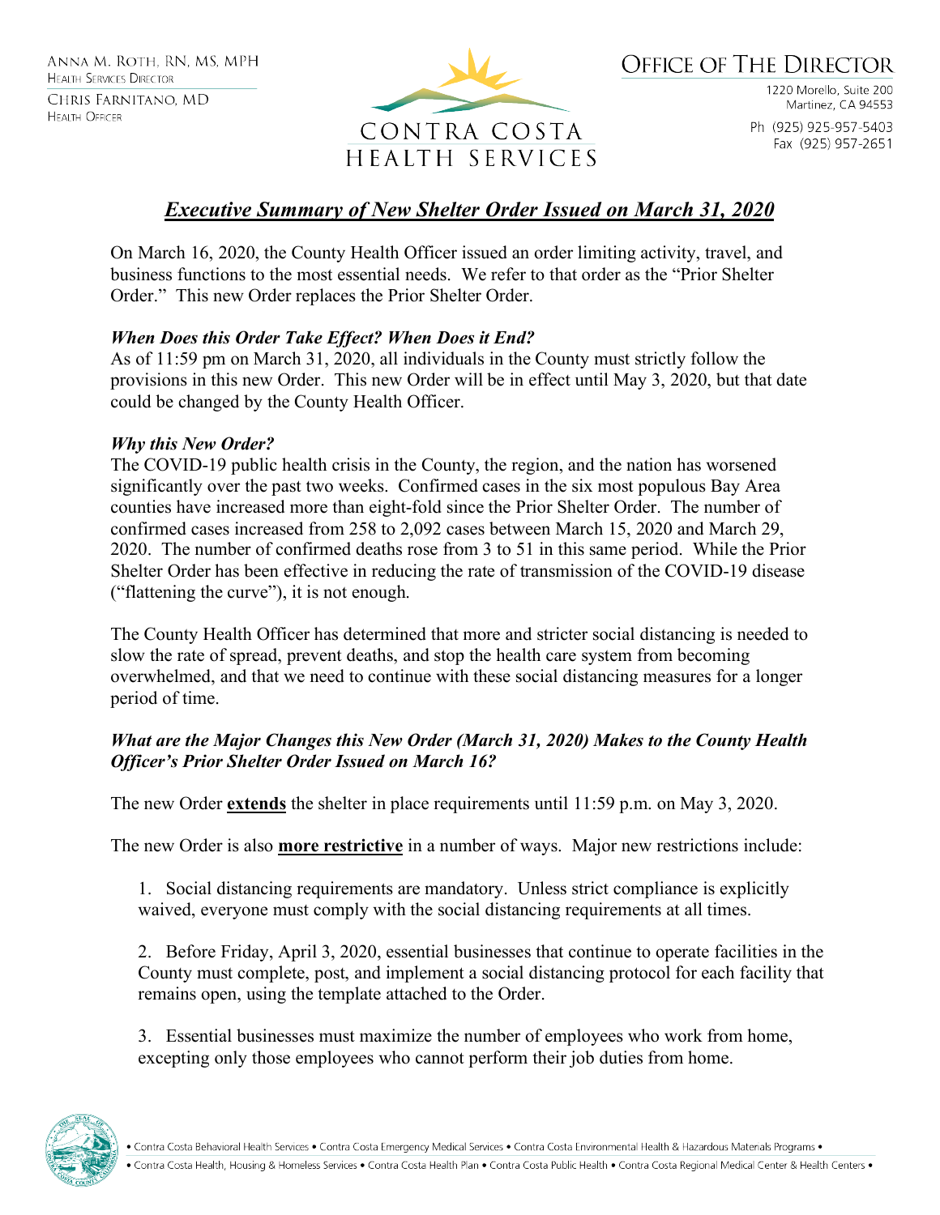ANNA M. ROTH, RN, MS, MPH
HEALTH SERVICES DIRECTOR

CHRIS FARNITANO, MD
HEALTH OFFICER

CONTRA COSTA
HEALTH SERVICES

OFFICE OF THE DIRECTOR

1220 Morello, Suite 200
Martinez, CA 94553

Ph (925) 925-957-5403
Fax (925) 957-2651

# ***Executive Summary of New Shelter Order Issued on March 31, 2020***

On March 16, 2020, the County Health Officer issued an order limiting activity, travel, and business functions to the most essential needs. We refer to that order as the "Prior Shelter Order." This new Order replaces the Prior Shelter Order.

### *When Does this Order Take Effect? When Does it End?*

As of 11:59 pm on March 31, 2020, all individuals in the County must strictly follow the provisions in this new Order. This new Order will be in effect until May 3, 2020, but that date could be changed by the County Health Officer.

### *Why this New Order?*

The COVID-19 public health crisis in the County, the region, and the nation has worsened significantly over the past two weeks. Confirmed cases in the six most populous Bay Area counties have increased more than eight-fold since the Prior Shelter Order. The number of confirmed cases increased from 258 to 2,092 cases between March 15, 2020 and March 29, 2020. The number of confirmed deaths rose from 3 to 51 in this same period. While the Prior Shelter Order has been effective in reducing the rate of transmission of the COVID-19 disease ("flattening the curve"), it is not enough.

The County Health Officer has determined that more and stricter social distancing is needed to slow the rate of spread, prevent deaths, and stop the health care system from becoming overwhelmed, and that we need to continue with these social distancing measures for a longer period of time.

### *What are the Major Changes this New Order (March 31, 2020) Makes to the County Health Officer's Prior Shelter Order Issued on March 16?*

The new Order **extends** the shelter in place requirements until 11:59 p.m. on May 3, 2020.

The new Order is also **more restrictive** in a number of ways. Major new restrictions include:

1. Social distancing requirements are mandatory. Unless strict compliance is explicitly waived, everyone must comply with the social distancing requirements at all times.

2. Before Friday, April 3, 2020, essential businesses that continue to operate facilities in the County must complete, post, and implement a social distancing protocol for each facility that remains open, using the template attached to the Order.

3. Essential businesses must maximize the number of employees who work from home, excepting only those employees who cannot perform their job duties from home.

• Contra Costa Behavioral Health Services • Contra Costa Emergency Medical Services • Contra Costa Environmental Health & Hazardous Materials Programs •
• Contra Costa Health, Housing & Homeless Services • Contra Costa Health Plan • Contra Costa Public Health • Contra Costa Regional Medical Center & Health Centers •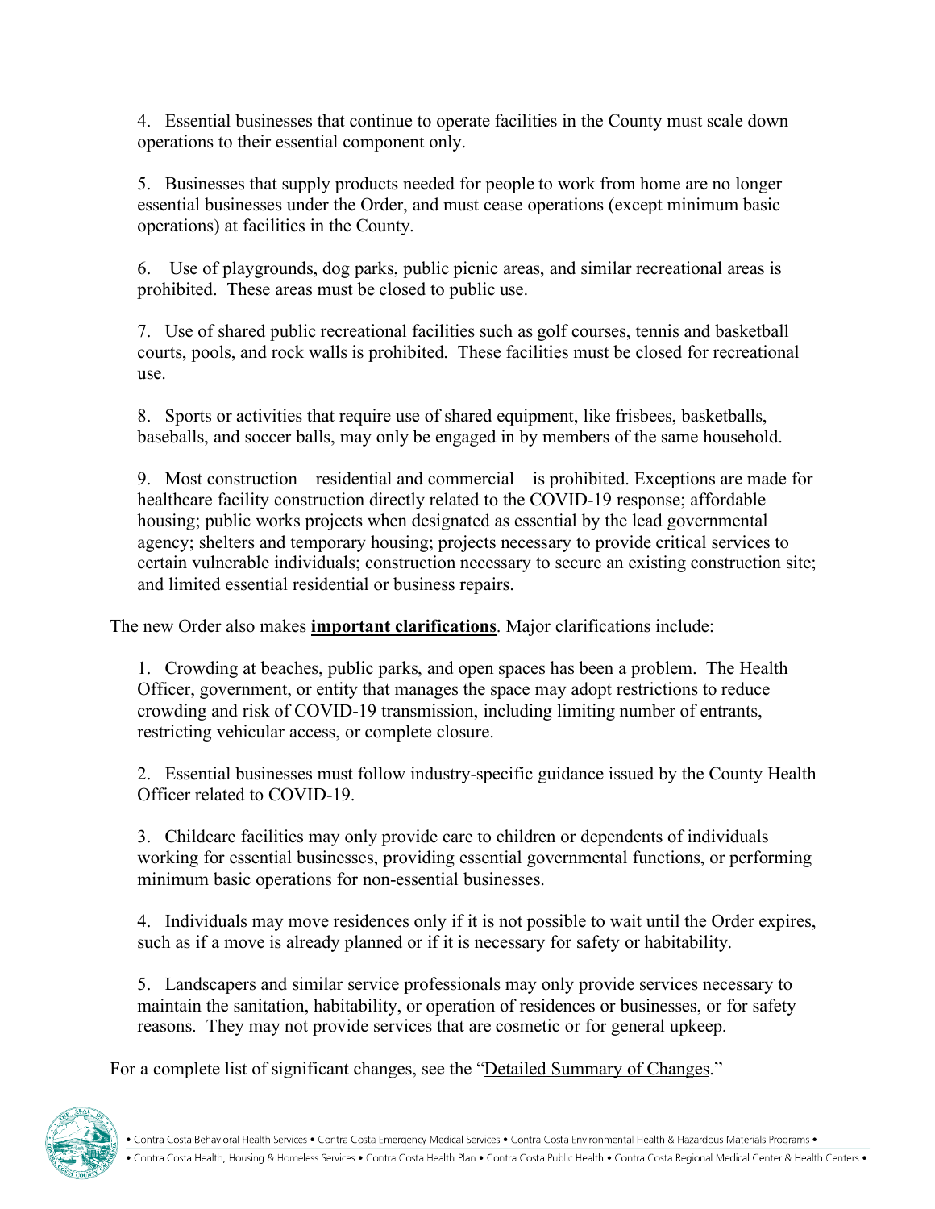4. Essential businesses that continue to operate facilities in the County must scale down operations to their essential component only.

5. Businesses that supply products needed for people to work from home are no longer essential businesses under the Order, and must cease operations (except minimum basic operations) at facilities in the County.

6. Use of playgrounds, dog parks, public picnic areas, and similar recreational areas is prohibited. These areas must be closed to public use.

7. Use of shared public recreational facilities such as golf courses, tennis and basketball courts, pools, and rock walls is prohibited. These facilities must be closed for recreational use.

8. Sports or activities that require use of shared equipment, like frisbees, basketballs, baseballs, and soccer balls, may only be engaged in by members of the same household.

9. Most construction—residential and commercial—is prohibited. Exceptions are made for healthcare facility construction directly related to the COVID-19 response; affordable housing; public works projects when designated as essential by the lead governmental agency; shelters and temporary housing; projects necessary to provide critical services to certain vulnerable individuals; construction necessary to secure an existing construction site; and limited essential residential or business repairs.

The new Order also makes **important clarifications**. Major clarifications include:

1. Crowding at beaches, public parks, and open spaces has been a problem. The Health Officer, government, or entity that manages the space may adopt restrictions to reduce crowding and risk of COVID-19 transmission, including limiting number of entrants, restricting vehicular access, or complete closure.

2. Essential businesses must follow industry-specific guidance issued by the County Health Officer related to COVID-19.

3. Childcare facilities may only provide care to children or dependents of individuals working for essential businesses, providing essential governmental functions, or performing minimum basic operations for non-essential businesses.

4. Individuals may move residences only if it is not possible to wait until the Order expires, such as if a move is already planned or if it is necessary for safety or habitability.

5. Landscapers and similar service professionals may only provide services necessary to maintain the sanitation, habitability, or operation of residences or businesses, or for safety reasons. They may not provide services that are cosmetic or for general upkeep.

For a complete list of significant changes, see the "Detailed Summary of Changes."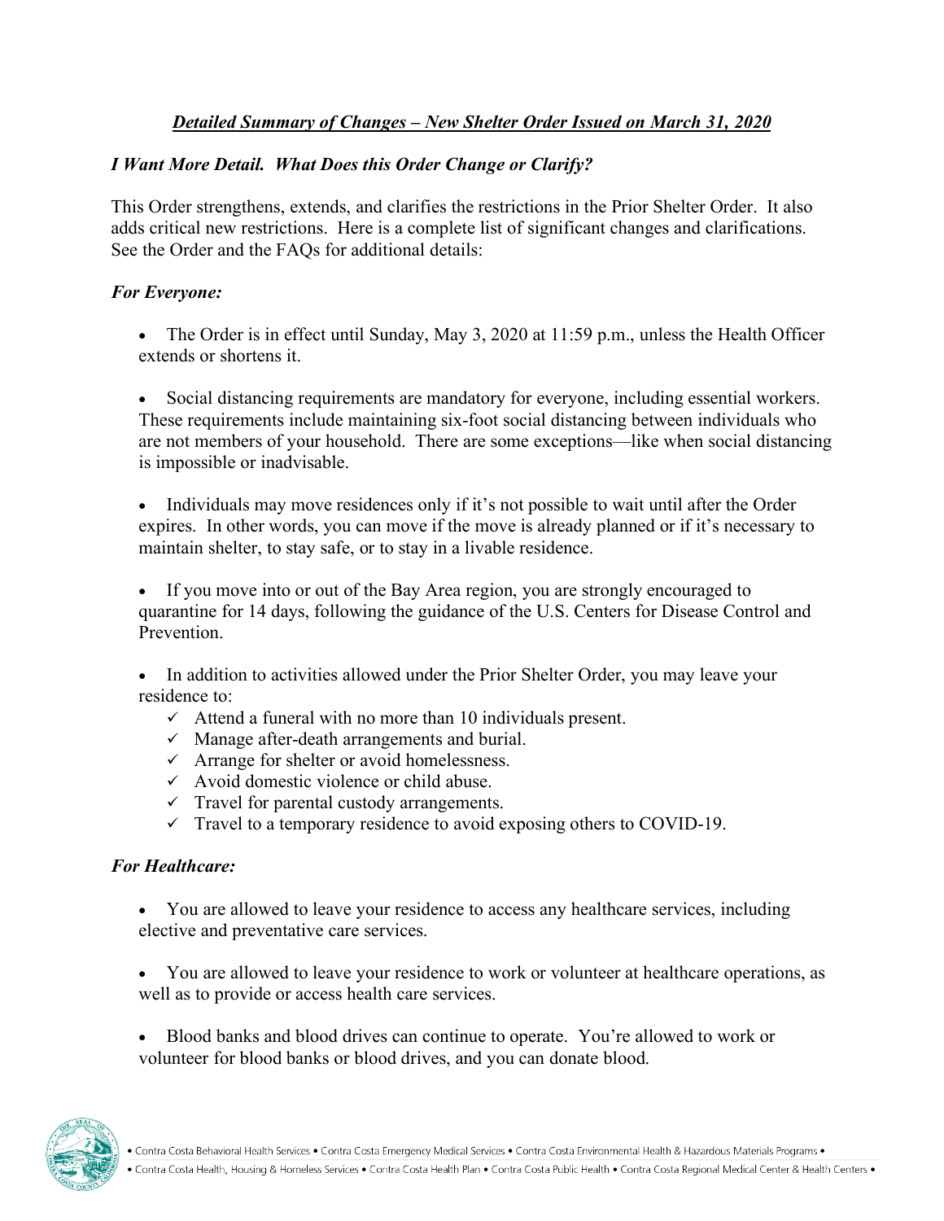## ***Detailed Summary of Changes – New Shelter Order Issued on March 31, 2020***

### *I Want More Detail. What Does this Order Change or Clarify?*

This Order strengthens, extends, and clarifies the restrictions in the Prior Shelter Order. It also adds critical new restrictions. Here is a complete list of significant changes and clarifications. See the Order and the FAQs for additional details:

### *For Everyone:*

- The Order is in effect until Sunday, May 3, 2020 at 11:59 p.m., unless the Health Officer extends or shortens it.
- Social distancing requirements are mandatory for everyone, including essential workers. These requirements include maintaining six-foot social distancing between individuals who are not members of your household. There are some exceptions—like when social distancing is impossible or inadvisable.
- Individuals may move residences only if it's not possible to wait until after the Order expires. In other words, you can move if the move is already planned or if it's necessary to maintain shelter, to stay safe, or to stay in a livable residence.
- If you move into or out of the Bay Area region, you are strongly encouraged to quarantine for 14 days, following the guidance of the U.S. Centers for Disease Control and Prevention.
- In addition to activities allowed under the Prior Shelter Order, you may leave your residence to:
  - ✓ Attend a funeral with no more than 10 individuals present.
  - ✓ Manage after-death arrangements and burial.
  - ✓ Arrange for shelter or avoid homelessness.
  - ✓ Avoid domestic violence or child abuse.
  - ✓ Travel for parental custody arrangements.
  - ✓ Travel to a temporary residence to avoid exposing others to COVID-19.

### *For Healthcare:*

- You are allowed to leave your residence to access any healthcare services, including elective and preventative care services.
- You are allowed to leave your residence to work or volunteer at healthcare operations, as well as to provide or access health care services.
- Blood banks and blood drives can continue to operate. You're allowed to work or volunteer for blood banks or blood drives, and you can donate blood.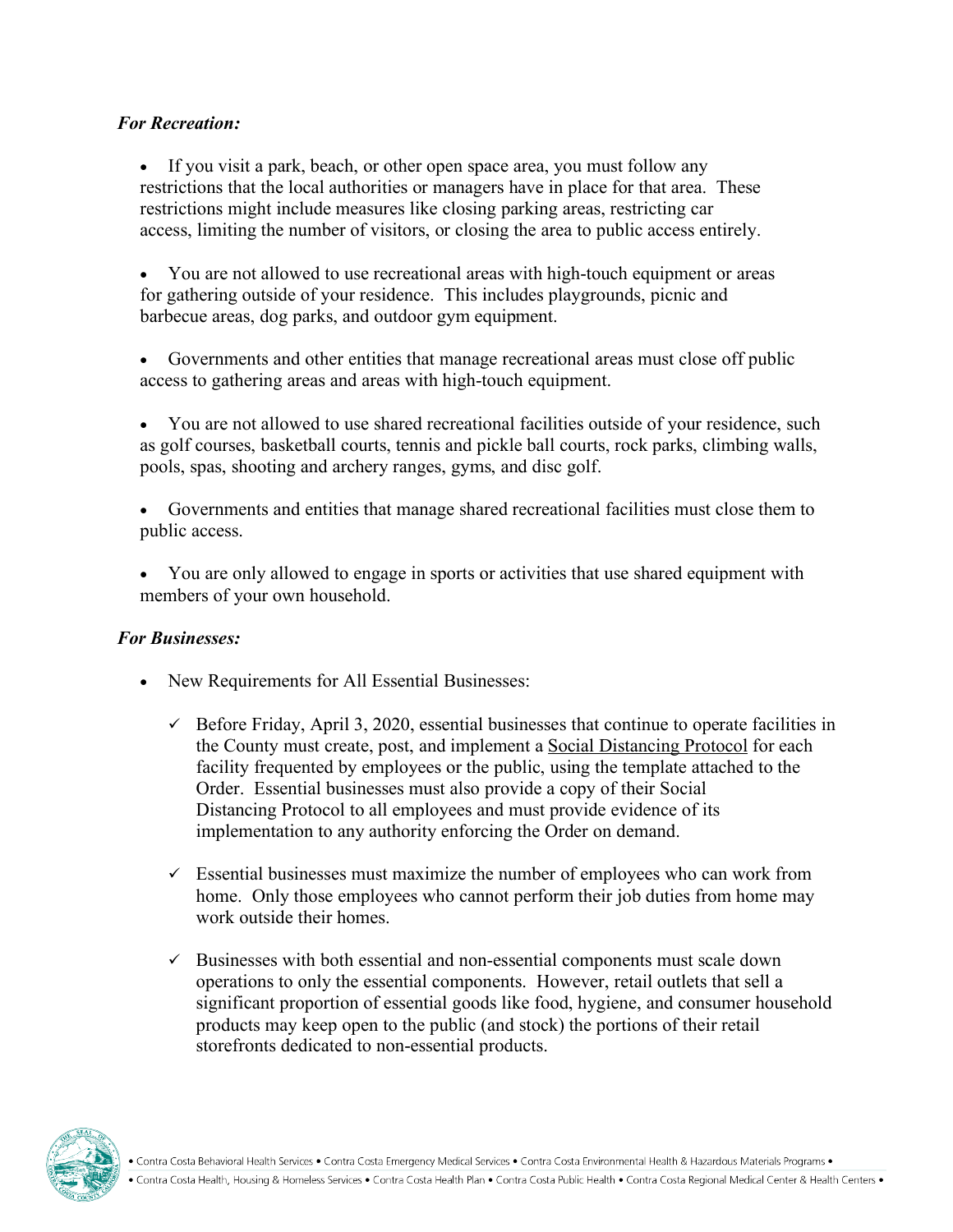***For Recreation:***

- If you visit a park, beach, or other open space area, you must follow any restrictions that the local authorities or managers have in place for that area. These restrictions might include measures like closing parking areas, restricting car access, limiting the number of visitors, or closing the area to public access entirely.

- You are not allowed to use recreational areas with high-touch equipment or areas for gathering outside of your residence. This includes playgrounds, picnic and barbecue areas, dog parks, and outdoor gym equipment.

- Governments and other entities that manage recreational areas must close off public access to gathering areas and areas with high-touch equipment.

- You are not allowed to use shared recreational facilities outside of your residence, such as golf courses, basketball courts, tennis and pickle ball courts, rock parks, climbing walls, pools, spas, shooting and archery ranges, gyms, and disc golf.

- Governments and entities that manage shared recreational facilities must close them to public access.

- You are only allowed to engage in sports or activities that use shared equipment with members of your own household.

***For Businesses:***

- New Requirements for All Essential Businesses:

  - ✓ Before Friday, April 3, 2020, essential businesses that continue to operate facilities in the County must create, post, and implement a Social Distancing Protocol for each facility frequented by employees or the public, using the template attached to the Order. Essential businesses must also provide a copy of their Social Distancing Protocol to all employees and must provide evidence of its implementation to any authority enforcing the Order on demand.

  - ✓ Essential businesses must maximize the number of employees who can work from home. Only those employees who cannot perform their job duties from home may work outside their homes.

  - ✓ Businesses with both essential and non-essential components must scale down operations to only the essential components. However, retail outlets that sell a significant proportion of essential goods like food, hygiene, and consumer household products may keep open to the public (and stock) the portions of their retail storefronts dedicated to non-essential products.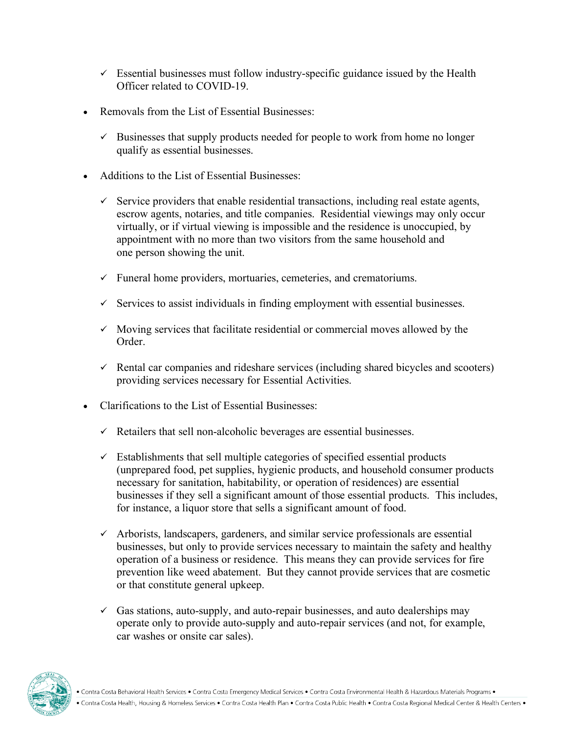- ✓ Essential businesses must follow industry-specific guidance issued by the Health Officer related to COVID-19.

- Removals from the List of Essential Businesses:

  - ✓ Businesses that supply products needed for people to work from home no longer qualify as essential businesses.

- Additions to the List of Essential Businesses:

  - ✓ Service providers that enable residential transactions, including real estate agents, escrow agents, notaries, and title companies. Residential viewings may only occur virtually, or if virtual viewing is impossible and the residence is unoccupied, by appointment with no more than two visitors from the same household and one person showing the unit.

  - ✓ Funeral home providers, mortuaries, cemeteries, and crematoriums.

  - ✓ Services to assist individuals in finding employment with essential businesses.

  - ✓ Moving services that facilitate residential or commercial moves allowed by the Order.

  - ✓ Rental car companies and rideshare services (including shared bicycles and scooters) providing services necessary for Essential Activities.

- Clarifications to the List of Essential Businesses:

  - ✓ Retailers that sell non-alcoholic beverages are essential businesses.

  - ✓ Establishments that sell multiple categories of specified essential products (unprepared food, pet supplies, hygienic products, and household consumer products necessary for sanitation, habitability, or operation of residences) are essential businesses if they sell a significant amount of those essential products. This includes, for instance, a liquor store that sells a significant amount of food.

  - ✓ Arborists, landscapers, gardeners, and similar service professionals are essential businesses, but only to provide services necessary to maintain the safety and healthy operation of a business or residence. This means they can provide services for fire prevention like weed abatement. But they cannot provide services that are cosmetic or that constitute general upkeep.

  - ✓ Gas stations, auto-supply, and auto-repair businesses, and auto dealerships may operate only to provide auto-supply and auto-repair services (and not, for example, car washes or onsite car sales).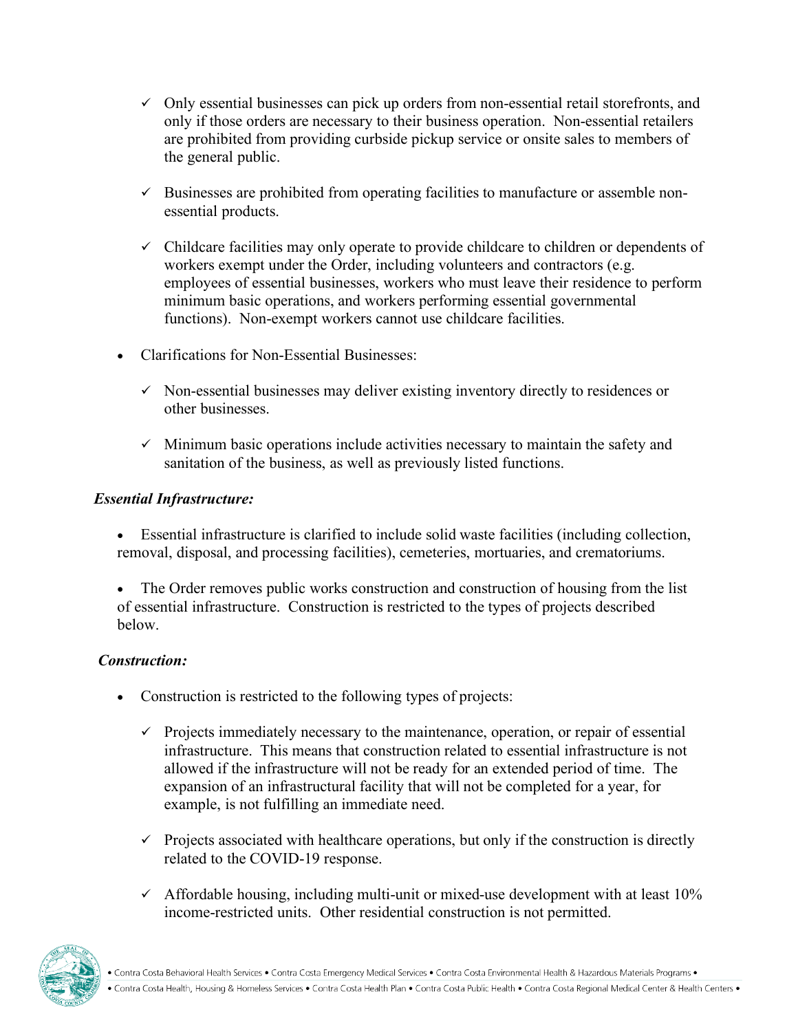- ✓ Only essential businesses can pick up orders from non-essential retail storefronts, and only if those orders are necessary to their business operation. Non-essential retailers are prohibited from providing curbside pickup service or onsite sales to members of the general public.

- ✓ Businesses are prohibited from operating facilities to manufacture or assemble non-essential products.

- ✓ Childcare facilities may only operate to provide childcare to children or dependents of workers exempt under the Order, including volunteers and contractors (e.g. employees of essential businesses, workers who must leave their residence to perform minimum basic operations, and workers performing essential governmental functions). Non-exempt workers cannot use childcare facilities.

- Clarifications for Non-Essential Businesses:

  - ✓ Non-essential businesses may deliver existing inventory directly to residences or other businesses.

  - ✓ Minimum basic operations include activities necessary to maintain the safety and sanitation of the business, as well as previously listed functions.

***Essential Infrastructure:***

- Essential infrastructure is clarified to include solid waste facilities (including collection, removal, disposal, and processing facilities), cemeteries, mortuaries, and crematoriums.

- The Order removes public works construction and construction of housing from the list of essential infrastructure. Construction is restricted to the types of projects described below.

***Construction:***

- Construction is restricted to the following types of projects:

  - ✓ Projects immediately necessary to the maintenance, operation, or repair of essential infrastructure. This means that construction related to essential infrastructure is not allowed if the infrastructure will not be ready for an extended period of time. The expansion of an infrastructural facility that will not be completed for a year, for example, is not fulfilling an immediate need.

  - ✓ Projects associated with healthcare operations, but only if the construction is directly related to the COVID-19 response.

  - ✓ Affordable housing, including multi-unit or mixed-use development with at least 10% income-restricted units. Other residential construction is not permitted.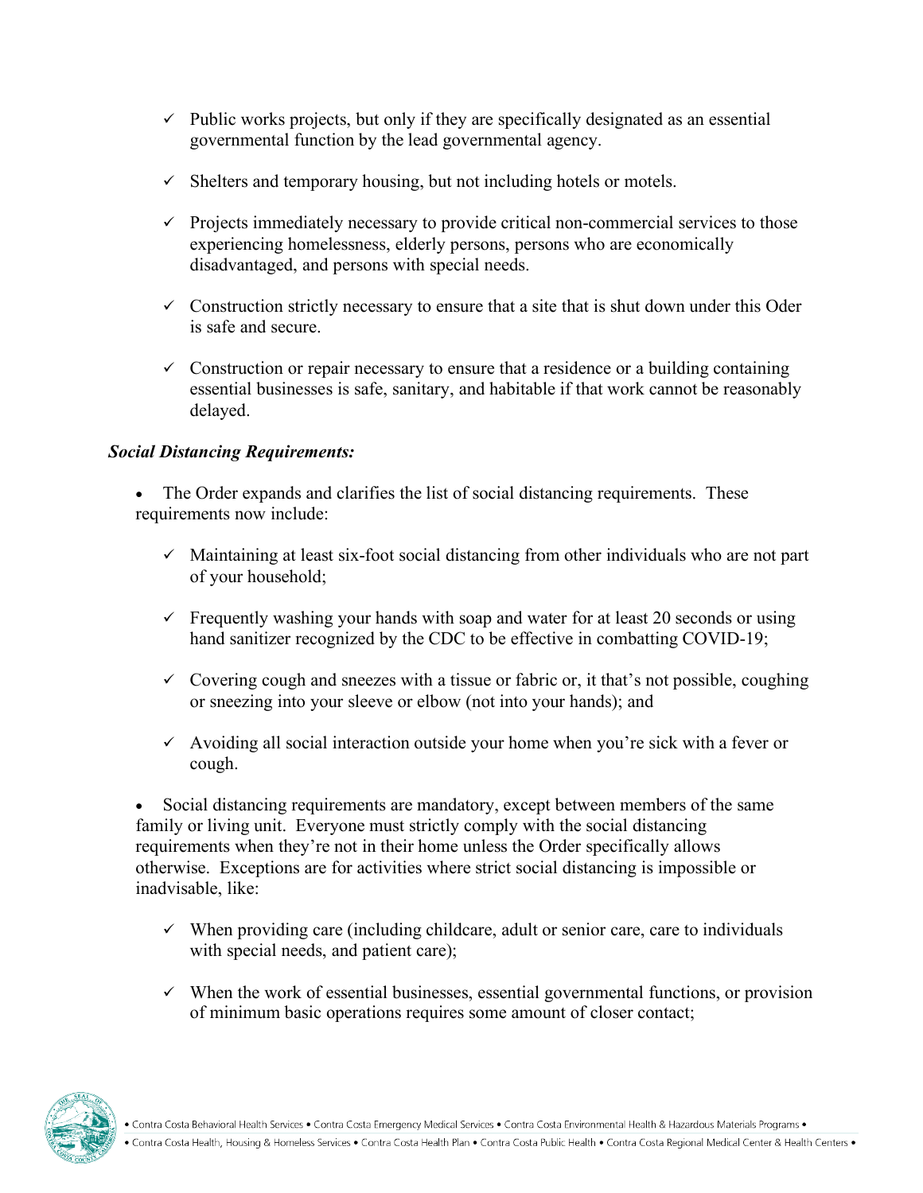- ✓ Public works projects, but only if they are specifically designated as an essential governmental function by the lead governmental agency.

- ✓ Shelters and temporary housing, but not including hotels or motels.

- ✓ Projects immediately necessary to provide critical non-commercial services to those experiencing homelessness, elderly persons, persons who are economically disadvantaged, and persons with special needs.

- ✓ Construction strictly necessary to ensure that a site that is shut down under this Oder is safe and secure.

- ✓ Construction or repair necessary to ensure that a residence or a building containing essential businesses is safe, sanitary, and habitable if that work cannot be reasonably delayed.

***Social Distancing Requirements:***

- The Order expands and clarifies the list of social distancing requirements. These requirements now include:

  - ✓ Maintaining at least six-foot social distancing from other individuals who are not part of your household;

  - ✓ Frequently washing your hands with soap and water for at least 20 seconds or using hand sanitizer recognized by the CDC to be effective in combatting COVID-19;

  - ✓ Covering cough and sneezes with a tissue or fabric or, it that's not possible, coughing or sneezing into your sleeve or elbow (not into your hands); and

  - ✓ Avoiding all social interaction outside your home when you're sick with a fever or cough.

- Social distancing requirements are mandatory, except between members of the same family or living unit. Everyone must strictly comply with the social distancing requirements when they're not in their home unless the Order specifically allows otherwise. Exceptions are for activities where strict social distancing is impossible or inadvisable, like:

  - ✓ When providing care (including childcare, adult or senior care, care to individuals with special needs, and patient care);

  - ✓ When the work of essential businesses, essential governmental functions, or provision of minimum basic operations requires some amount of closer contact;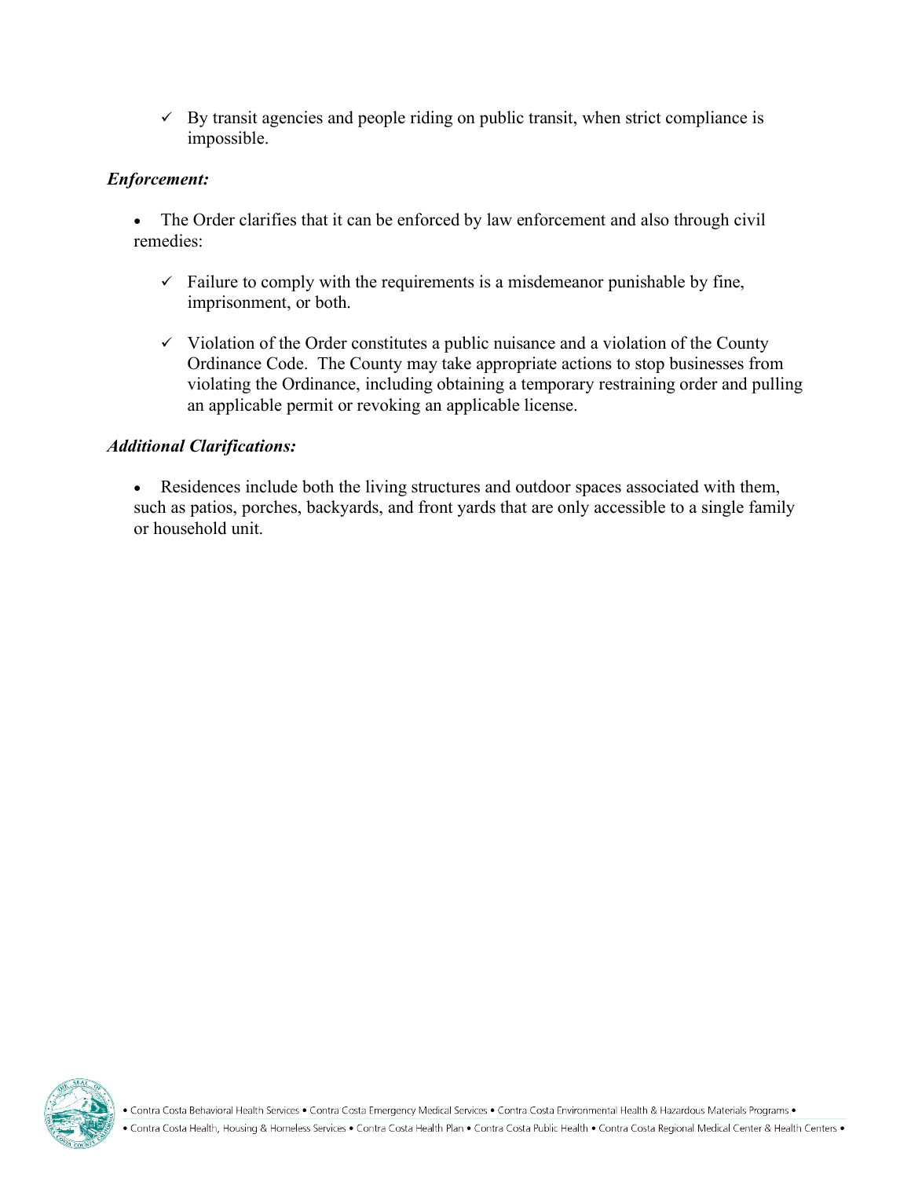- ✓ By transit agencies and people riding on public transit, when strict compliance is impossible.

***Enforcement:***

- The Order clarifies that it can be enforced by law enforcement and also through civil remedies:

    - ✓ Failure to comply with the requirements is a misdemeanor punishable by fine, imprisonment, or both.

    - ✓ Violation of the Order constitutes a public nuisance and a violation of the County Ordinance Code. The County may take appropriate actions to stop businesses from violating the Ordinance, including obtaining a temporary restraining order and pulling an applicable permit or revoking an applicable license.

***Additional Clarifications:***

- Residences include both the living structures and outdoor spaces associated with them, such as patios, porches, backyards, and front yards that are only accessible to a single family or household unit.